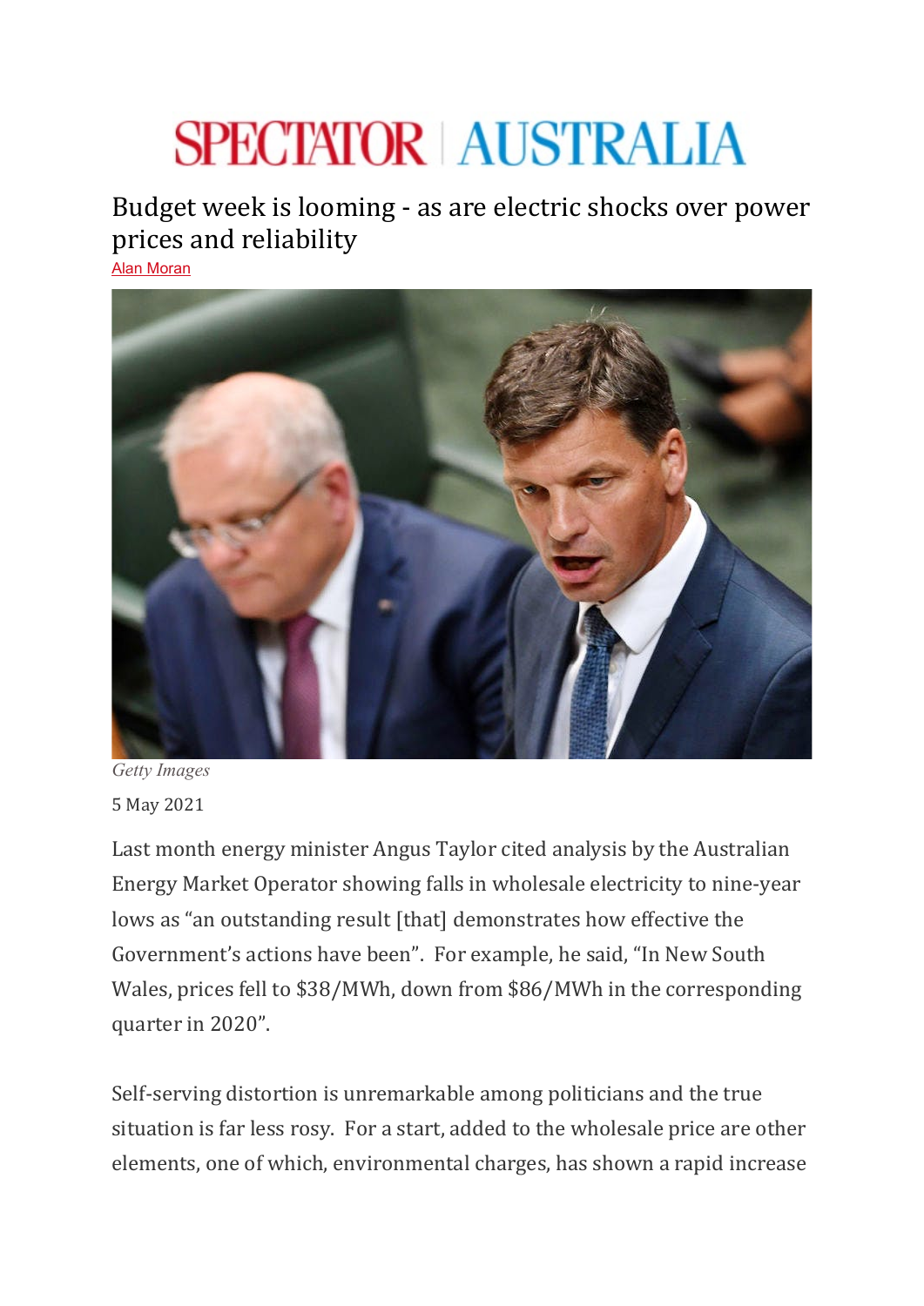SPECTATOR | AUSTRALIA

# Budget week is looming - as are electric shocks over power prices and reliability

Alan Moran

*Getty Images*

5 May 2021

Last month energy minister Angus Taylor cited analysis by the Australian Energy Market Operator showing falls in wholesale electricity to nine-year lows as "an outstanding result [that] demonstrates how effective the Government's actions have been". For example, he said, "In New South Wales, prices fell to $38/MWh, down from $86/MWh in the corresponding quarter in 2020".

Self-serving distortion is unremarkable among politicians and the true situation is far less rosy. For a start, added to the wholesale price are other elements, one of which, environmental charges, has shown a rapid increase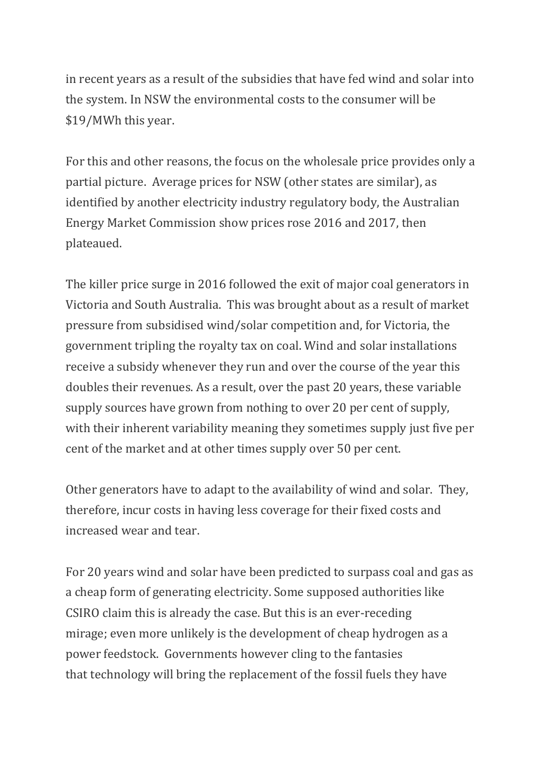in recent years as a result of the subsidies that have fed wind and solar into the system. In NSW the environmental costs to the consumer will be $19/MWh this year.

For this and other reasons, the focus on the wholesale price provides only a partial picture. Average prices for NSW (other states are similar), as identified by another electricity industry regulatory body, the Australian Energy Market Commission show prices rose 2016 and 2017, then plateaued.

The killer price surge in 2016 followed the exit of major coal generators in Victoria and South Australia. This was brought about as a result of market pressure from subsidised wind/solar competition and, for Victoria, the government tripling the royalty tax on coal. Wind and solar installations receive a subsidy whenever they run and over the course of the year this doubles their revenues. As a result, over the past 20 years, these variable supply sources have grown from nothing to over 20 per cent of supply, with their inherent variability meaning they sometimes supply just five per cent of the market and at other times supply over 50 per cent.

Other generators have to adapt to the availability of wind and solar. They, therefore, incur costs in having less coverage for their fixed costs and increased wear and tear.

For 20 years wind and solar have been predicted to surpass coal and gas as a cheap form of generating electricity. Some supposed authorities like CSIRO claim this is already the case. But this is an ever-receding mirage; even more unlikely is the development of cheap hydrogen as a power feedstock. Governments however cling to the fantasies that technology will bring the replacement of the fossil fuels they have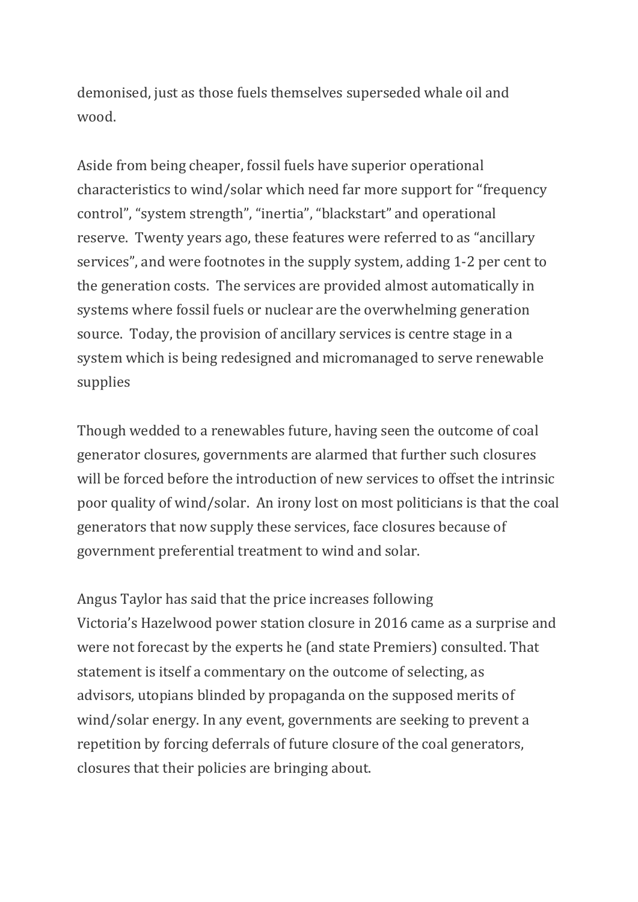demonised, just as those fuels themselves superseded whale oil and wood.

Aside from being cheaper, fossil fuels have superior operational characteristics to wind/solar which need far more support for “frequency control”, “system strength”, “inertia”, “blackstart” and operational reserve. Twenty years ago, these features were referred to as “ancillary services”, and were footnotes in the supply system, adding 1-2 per cent to the generation costs. The services are provided almost automatically in systems where fossil fuels or nuclear are the overwhelming generation source. Today, the provision of ancillary services is centre stage in a system which is being redesigned and micromanaged to serve renewable supplies

Though wedded to a renewables future, having seen the outcome of coal generator closures, governments are alarmed that further such closures will be forced before the introduction of new services to offset the intrinsic poor quality of wind/solar. An irony lost on most politicians is that the coal generators that now supply these services, face closures because of government preferential treatment to wind and solar.

Angus Taylor has said that the price increases following Victoria’s Hazelwood power station closure in 2016 came as a surprise and were not forecast by the experts he (and state Premiers) consulted. That statement is itself a commentary on the outcome of selecting, as advisors, utopians blinded by propaganda on the supposed merits of wind/solar energy. In any event, governments are seeking to prevent a repetition by forcing deferrals of future closure of the coal generators, closures that their policies are bringing about.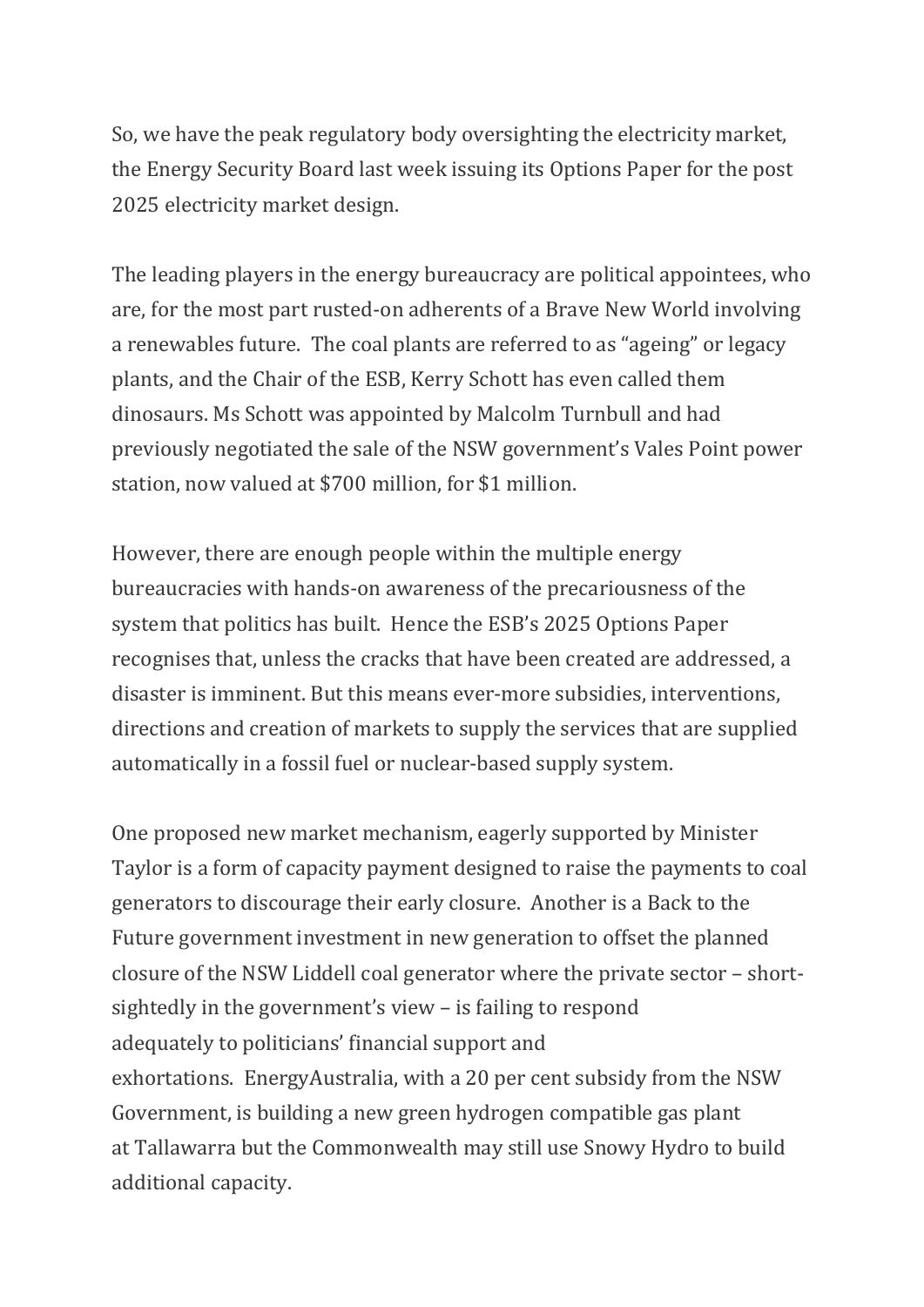So, we have the peak regulatory body oversighting the electricity market, the Energy Security Board last week issuing its Options Paper for the post 2025 electricity market design.

The leading players in the energy bureaucracy are political appointees, who are, for the most part rusted-on adherents of a Brave New World involving a renewables future. The coal plants are referred to as "ageing" or legacy plants, and the Chair of the ESB, Kerry Schott has even called them dinosaurs. Ms Schott was appointed by Malcolm Turnbull and had previously negotiated the sale of the NSW government's Vales Point power station, now valued at $700 million, for $1 million.

However, there are enough people within the multiple energy bureaucracies with hands-on awareness of the precariousness of the system that politics has built. Hence the ESB's 2025 Options Paper recognises that, unless the cracks that have been created are addressed, a disaster is imminent. But this means ever-more subsidies, interventions, directions and creation of markets to supply the services that are supplied automatically in a fossil fuel or nuclear-based supply system.

One proposed new market mechanism, eagerly supported by Minister Taylor is a form of capacity payment designed to raise the payments to coal generators to discourage their early closure. Another is a Back to the Future government investment in new generation to offset the planned closure of the NSW Liddell coal generator where the private sector – short-sightedly in the government's view – is failing to respond adequately to politicians' financial support and exhortations. EnergyAustralia, with a 20 per cent subsidy from the NSW Government, is building a new green hydrogen compatible gas plant at Tallawarra but the Commonwealth may still use Snowy Hydro to build additional capacity.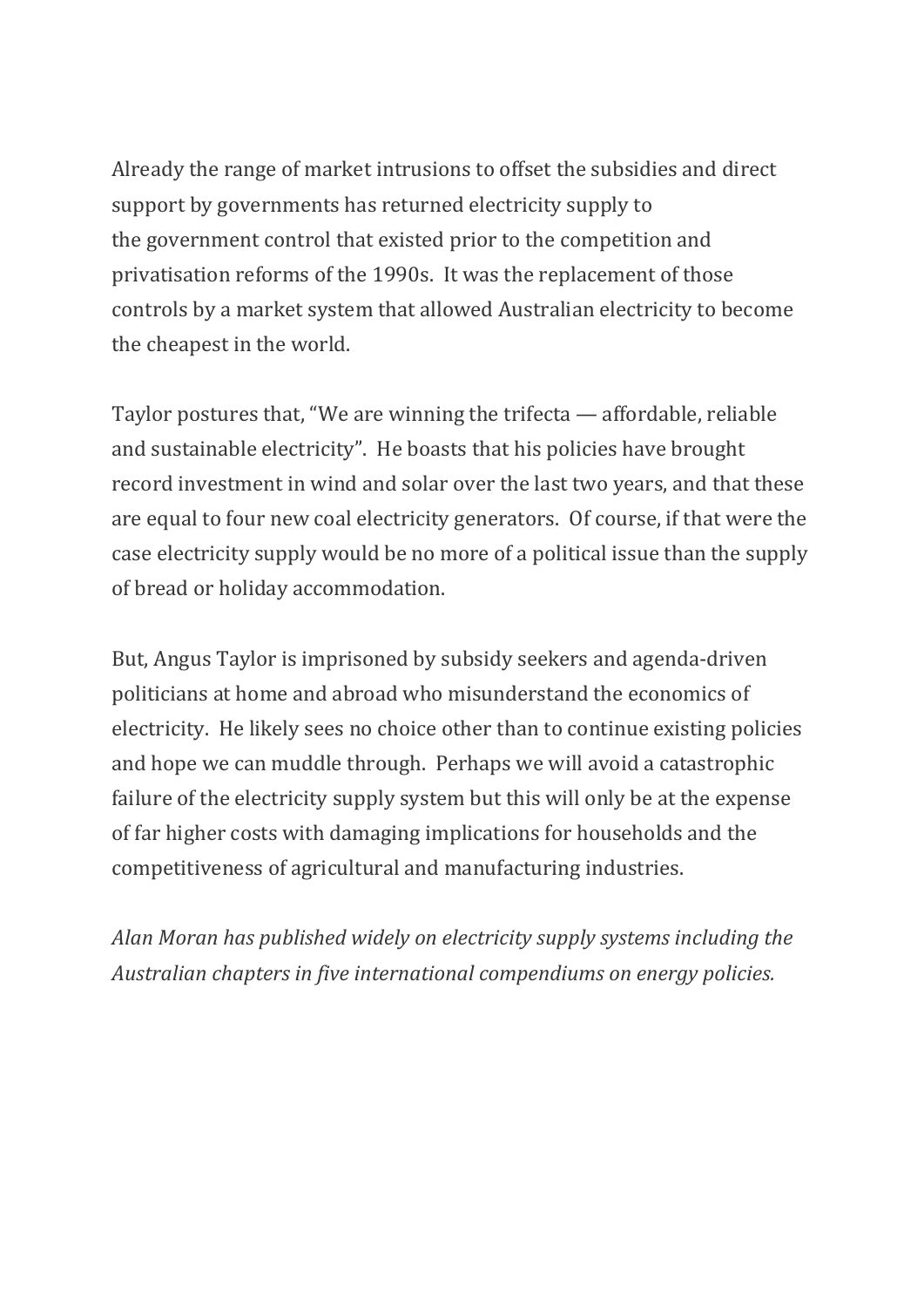Already the range of market intrusions to offset the subsidies and direct support by governments has returned electricity supply to the government control that existed prior to the competition and privatisation reforms of the 1990s. It was the replacement of those controls by a market system that allowed Australian electricity to become the cheapest in the world.

Taylor postures that, "We are winning the trifecta — affordable, reliable and sustainable electricity". He boasts that his policies have brought record investment in wind and solar over the last two years, and that these are equal to four new coal electricity generators. Of course, if that were the case electricity supply would be no more of a political issue than the supply of bread or holiday accommodation.

But, Angus Taylor is imprisoned by subsidy seekers and agenda-driven politicians at home and abroad who misunderstand the economics of electricity. He likely sees no choice other than to continue existing policies and hope we can muddle through. Perhaps we will avoid a catastrophic failure of the electricity supply system but this will only be at the expense of far higher costs with damaging implications for households and the competitiveness of agricultural and manufacturing industries.

*Alan Moran has published widely on electricity supply systems including the Australian chapters in five international compendiums on energy policies.*